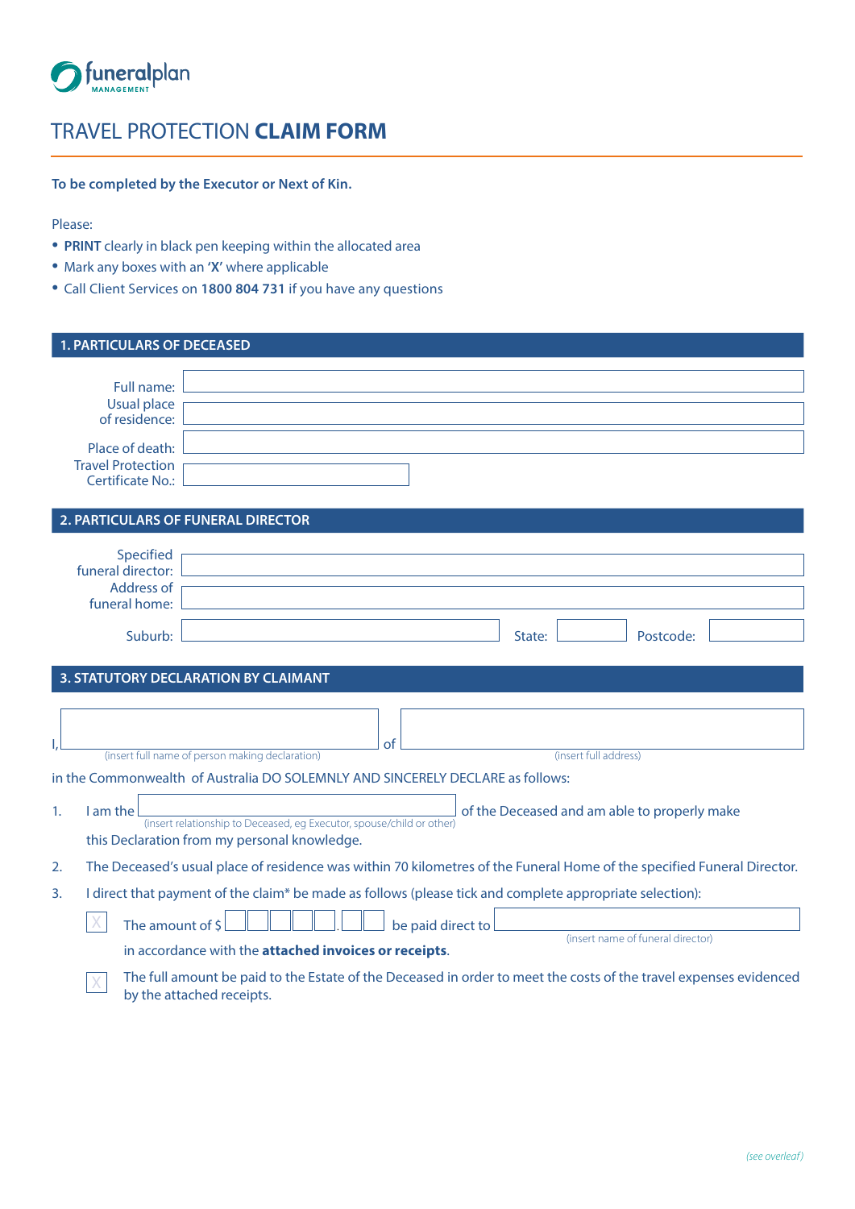funeralplan MANAGEMENT

# TRAVEL PROTECTION **CLAIM FORM**

**To be completed by the Executor or Next of Kin.**

Please:

- **PRINT** clearly in black pen keeping within the allocated area
- Mark any boxes with an **'X'** where applicable
- Call Client Services on **1800 804 731** if you have any questions

## 1. PARTICULARS OF DECEASED

Full name: 

Usual place of residence: 

Place of death: 

Travel Protection Certificate No.: 

## 2. PARTICULARS OF FUNERAL DIRECTOR

Specified funeral director: 

Address of funeral home: 

Suburb:  State:  Postcode: 

## 3. STATUTORY DECLARATION BY CLAIMANT

I, ______________________ (insert full name of person making declaration) of ______________________ (insert full address)

in the Commonwealth of Australia DO SOLEMNLY AND SINCERELY DECLARE as follows:

1. I am the ______________________ (insert relationship to Deceased, eg Executor, spouse/child or other) of the Deceased and am able to properly make this Declaration from my personal knowledge.
2. The Deceased's usual place of residence was within 70 kilometres of the Funeral Home of the specified Funeral Director.
3. I direct that payment of the claim* be made as follows (please tick and complete appropriate selection):

   ☐ The amount of $ _ _ _ _ _ . _ _ be paid direct to ______________________ (insert name of funeral director) in accordance with the **attached invoices or receipts**.

   ☐ The full amount be paid to the Estate of the Deceased in order to meet the costs of the travel expenses evidenced by the attached receipts.

*(see overleaf)*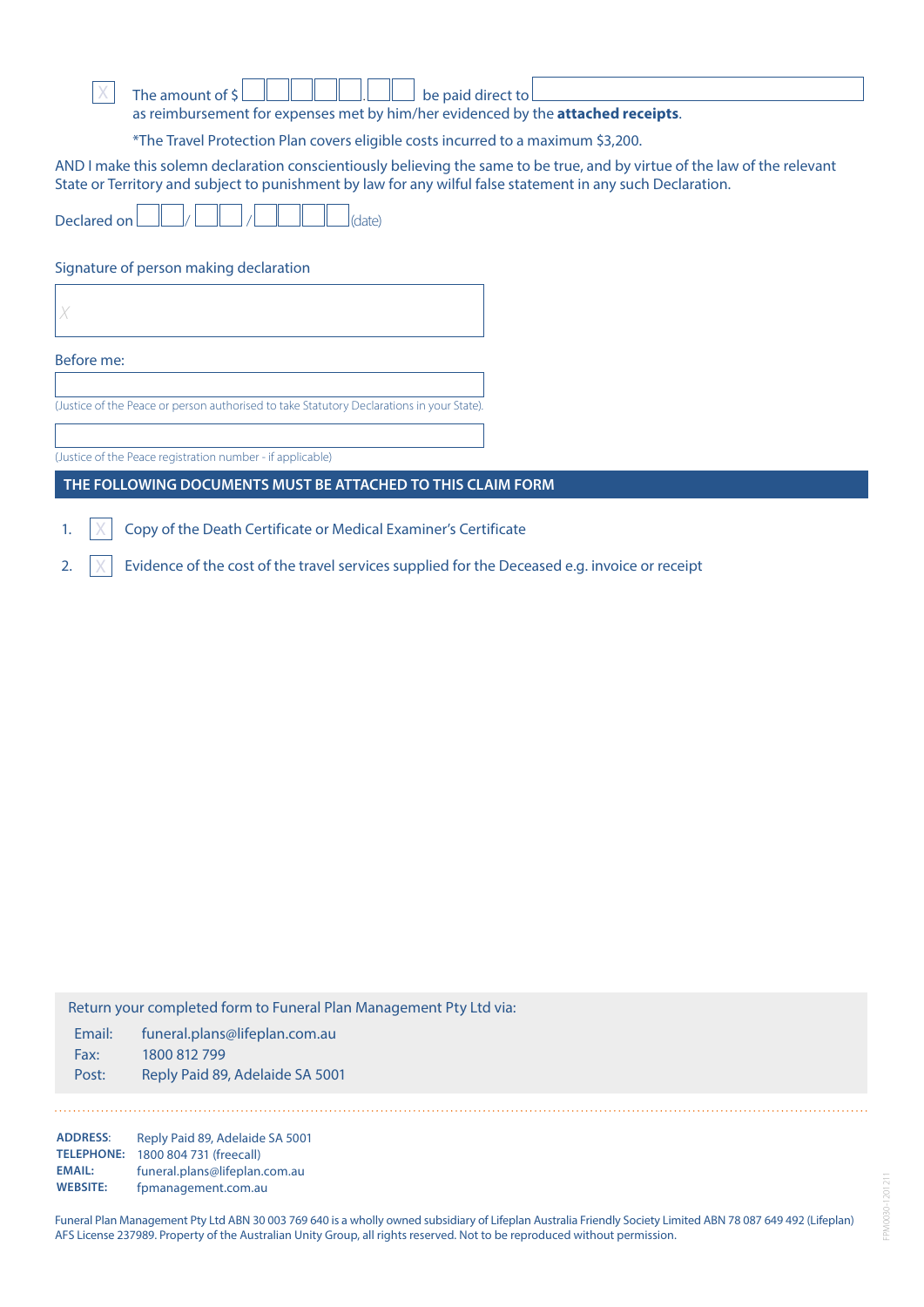☐ The amount of $ ☐☐☐☐☐.☐☐ be paid direct to ______________________
as reimbursement for expenses met by him/her evidenced by the **attached receipts**.

*The Travel Protection Plan covers eligible costs incurred to a maximum $3,200.

AND I make this solemn declaration conscientiously believing the same to be true, and by virtue of the law of the relevant State or Territory and subject to punishment by law for any wilful false statement in any such Declaration.

Declared on ☐☐ / ☐☐ / ☐☐☐☐ (date)

Signature of person making declaration

X ______________________

Before me:

______________________

(Justice of the Peace or person authorised to take Statutory Declarations in your State).

______________________

(Justice of the Peace registration number - if applicable)

## THE FOLLOWING DOCUMENTS MUST BE ATTACHED TO THIS CLAIM FORM

1. ☐ Copy of the Death Certificate or Medical Examiner's Certificate
2. ☐ Evidence of the cost of the travel services supplied for the Deceased e.g. invoice or receipt

Return your completed form to Funeral Plan Management Pty Ltd via:

Email: funeral.plans@lifeplan.com.au
Fax: 1800 812 799
Post: Reply Paid 89, Adelaide SA 5001

**ADDRESS**: Reply Paid 89, Adelaide SA 5001
**TELEPHONE**: 1800 804 731 (freecall)
**EMAIL**: funeral.plans@lifeplan.com.au
**WEBSITE**: fpmanagement.com.au

Funeral Plan Management Pty Ltd ABN 30 003 769 640 is a wholly owned subsidiary of Lifeplan Australia Friendly Society Limited ABN 78 087 649 492 (Lifeplan) AFS License 237989. Property of the Australian Unity Group, all rights reserved. Not to be reproduced without permission.

FPM0030-1201211